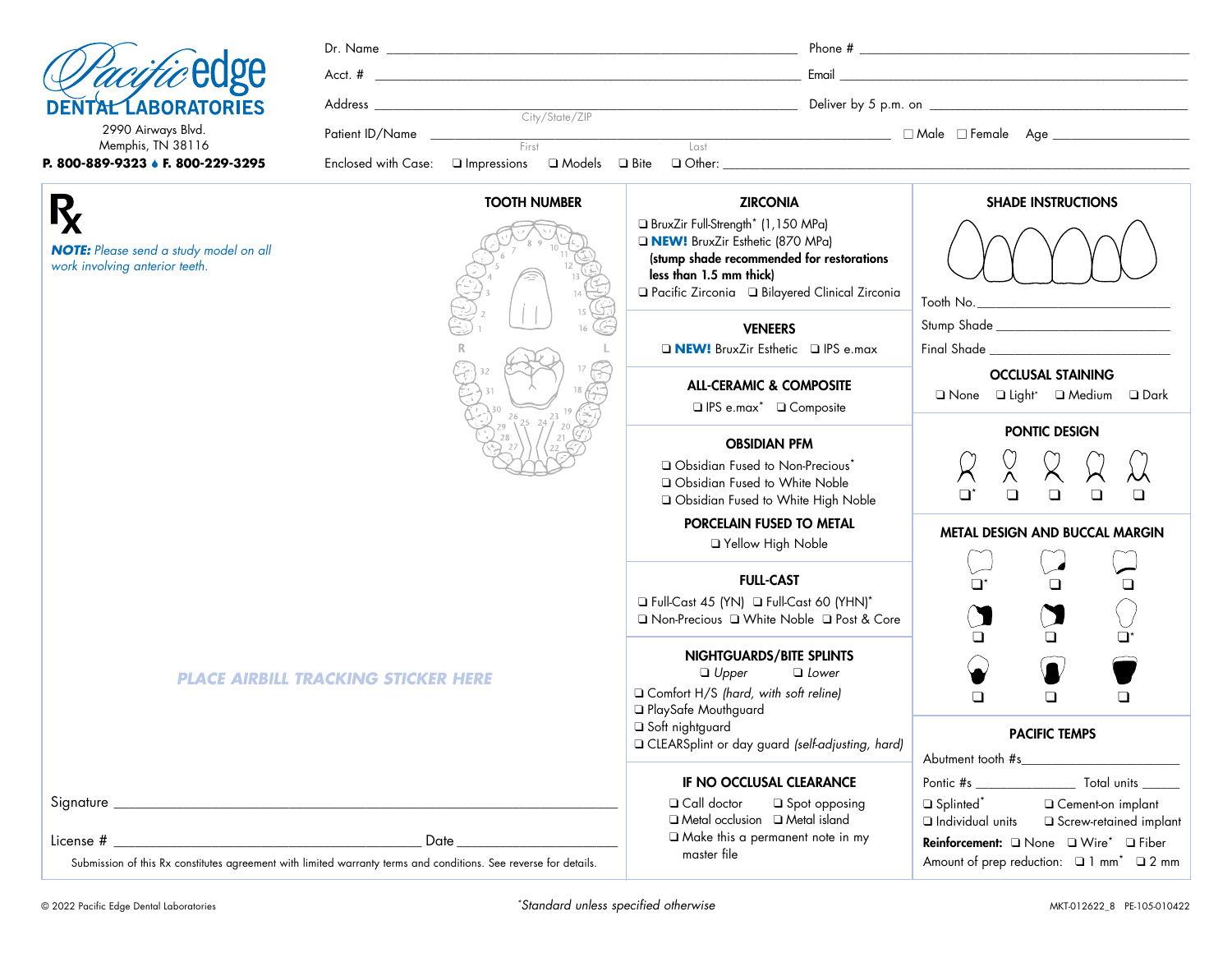# Pacific edge DENTAL LABORATORIES

2990 Airways Blvd.
Memphis, TN 38116
**P. 800-889-9323 • F. 800-229-3295**

Dr. Name ______________________ Phone # ______________________

Acct. # ______________________ Email ______________________

Address ______________________ (City/State/ZIP) Deliver by 5 p.m. on ______________________

Patient ID/Name ______________________ (First) (Last) ☐ Male ☐ Female Age ____________

Enclosed with Case: ❑ Impressions ❑ Models ❑ Bite ❑ Other: ______________________

## Rx

***NOTE:*** *Please send a study model on all work involving anterior teeth.*

### TOOTH NUMBER

R 1 2 3 4 5 6 7 8 9 10 11 12 13 14 15 16 L
32 31 30 29 28 27 26 25 24 23 22 21 20 19 18 17

**PLACE AIRBILL TRACKING STICKER HERE**

Signature ______________________

License # ______________________ Date ______________________

Submission of this Rx constitutes agreement with limited warranty terms and conditions. See reverse for details.

### ZIRCONIA

- ❑ BruxZir Full-Strength* (1,150 MPa)
- ❑ **NEW!** BruxZir Esthetic (870 MPa) **(stump shade recommended for restorations less than 1.5 mm thick)**
- ❑ Pacific Zirconia ❑ Bilayered Clinical Zirconia

### VENEERS

❑ **NEW!** BruxZir Esthetic ❑ IPS e.max

### ALL-CERAMIC & COMPOSITE

❑ IPS e.max* ❑ Composite

### OBSIDIAN PFM

- ❑ Obsidian Fused to Non-Precious*
- ❑ Obsidian Fused to White Noble
- ❑ Obsidian Fused to White High Noble

### PORCELAIN FUSED TO METAL

❑ Yellow High Noble

### FULL-CAST

❑ Full-Cast 45 (YN) ❑ Full-Cast 60 (YHN)*
❑ Non-Precious ❑ White Noble ❑ Post & Core

### NIGHTGUARDS/BITE SPLINTS

❑ *Upper* ❑ *Lower*

- ❑ Comfort H/S *(hard, with soft reline)*
- ❑ PlaySafe Mouthguard
- ❑ Soft nightguard
- ❑ CLEARSplint or day guard *(self-adjusting, hard)*

### IF NO OCCLUSAL CLEARANCE

❑ Call doctor ❑ Spot opposing
❑ Metal occlusion ❑ Metal island
❑ Make this a permanent note in my master file

### SHADE INSTRUCTIONS

Tooth No. ______________________

Stump Shade ______________________

Final Shade ______________________

### OCCLUSAL STAINING

❑ None ❑ Light* ❑ Medium ❑ Dark

### PONTIC DESIGN

❑* ❑ ❑ ❑ ❑

### METAL DESIGN AND BUCCAL MARGIN

❑* ❑ ❑
❑ ❑ ❑*
❑ ❑ ❑

### PACIFIC TEMPS

Abutment tooth #s______________________

Pontic #s ______________ Total units ______

❑ Splinted* ❑ Cement-on implant
❑ Individual units ❑ Screw-retained implant

**Reinforcement:** ❑ None ❑ Wire* ❑ Fiber

Amount of prep reduction: ❑ 1 mm* ❑ 2 mm

*Standard unless specified otherwise

© 2022 Pacific Edge Dental Laboratories MKT-012622_8 PE-105-010422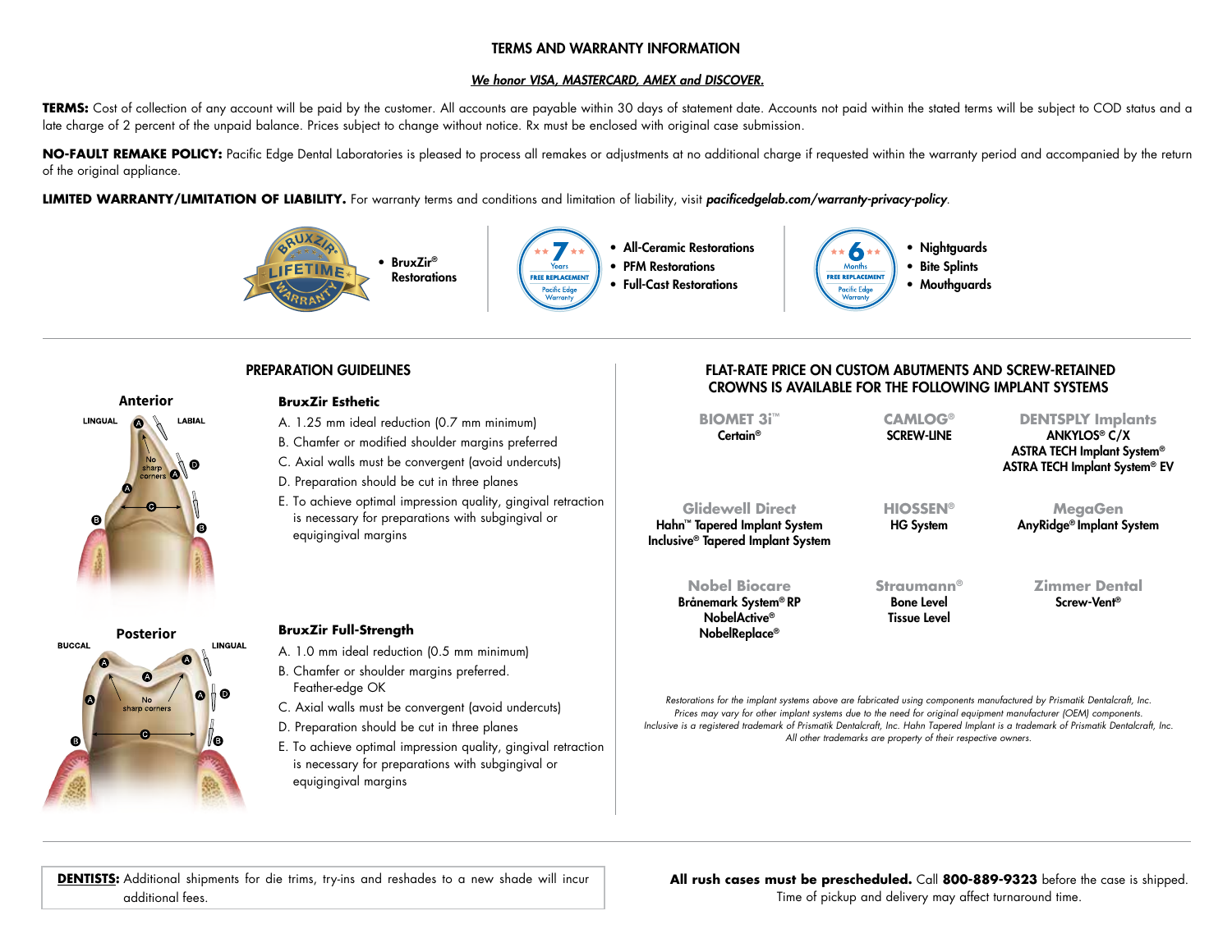# TERMS AND WARRANTY INFORMATION

***We honor VISA, MASTERCARD, AMEX and DISCOVER.***

**TERMS:** Cost of collection of any account will be paid by the customer. All accounts are payable within 30 days of statement date. Accounts not paid within the stated terms will be subject to COD status and a late charge of 2 percent of the unpaid balance. Prices subject to change without notice. Rx must be enclosed with original case submission.

**NO-FAULT REMAKE POLICY:** Pacific Edge Dental Laboratories is pleased to process all remakes or adjustments at no additional charge if requested within the warranty period and accompanied by the return of the original appliance.

**LIMITED WARRANTY/LIMITATION OF LIABILITY.** For warranty terms and conditions and limitation of liability, visit ***pacificedgelab.com/warranty-privacy-policy***.

BRUXZIR LIFETIME WARRANTY

- **BruxZir® Restorations**

7 Years FREE REPLACEMENT Pacific Edge Warranty

- **All-Ceramic Restorations**
- **PFM Restorations**
- **Full-Cast Restorations**

6 Months FREE REPLACEMENT Pacific Edge Warranty

- **Nightguards**
- **Bite Splints**
- **Mouthguards**

## PREPARATION GUIDELINES

**Anterior**

LINGUAL LABIAL

No sharp corners

### BruxZir Esthetic

A. 1.25 mm ideal reduction (0.7 mm minimum)
B. Chamfer or modified shoulder margins preferred
C. Axial walls must be convergent (avoid undercuts)
D. Preparation should be cut in three planes
E. To achieve optimal impression quality, gingival retraction is necessary for preparations with subgingival or equigingival margins

**Posterior**

BUCCAL LINGUAL

No sharp corners

### BruxZir Full-Strength

A. 1.0 mm ideal reduction (0.5 mm minimum)
B. Chamfer or shoulder margins preferred. Feather-edge OK
C. Axial walls must be convergent (avoid undercuts)
D. Preparation should be cut in three planes
E. To achieve optimal impression quality, gingival retraction is necessary for preparations with subgingival or equigingival margins

## FLAT-RATE PRICE ON CUSTOM ABUTMENTS AND SCREW-RETAINED CROWNS IS AVAILABLE FOR THE FOLLOWING IMPLANT SYSTEMS

**BIOMET 3i™**
Certain®

**CAMLOG®**
SCREW-LINE

**DENTSPLY Implants**
ANKYLOS® C/X
ASTRA TECH Implant System®
ASTRA TECH Implant System® EV

**Glidewell Direct**
Hahn™ Tapered Implant System
Inclusive® Tapered Implant System

**HIOSSEN®**
HG System

**MegaGen**
AnyRidge® Implant System

**Nobel Biocare**
Brånemark System® RP
NobelActive®
NobelReplace®

**Straumann®**
Bone Level
Tissue Level

**Zimmer Dental**
Screw-Vent®

*Restorations for the implant systems above are fabricated using components manufactured by Prismatik Dentalcraft, Inc. Prices may vary for other implant systems due to the need for original equipment manufacturer (OEM) components. Inclusive is a registered trademark of Prismatik Dentalcraft, Inc. Hahn Tapered Implant is a trademark of Prismatik Dentalcraft, Inc. All other trademarks are property of their respective owners.*

**DENTISTS:** Additional shipments for die trims, try-ins and reshades to a new shade will incur additional fees.

**All rush cases must be prescheduled.** Call **800-889-9323** before the case is shipped. Time of pickup and delivery may affect turnaround time.